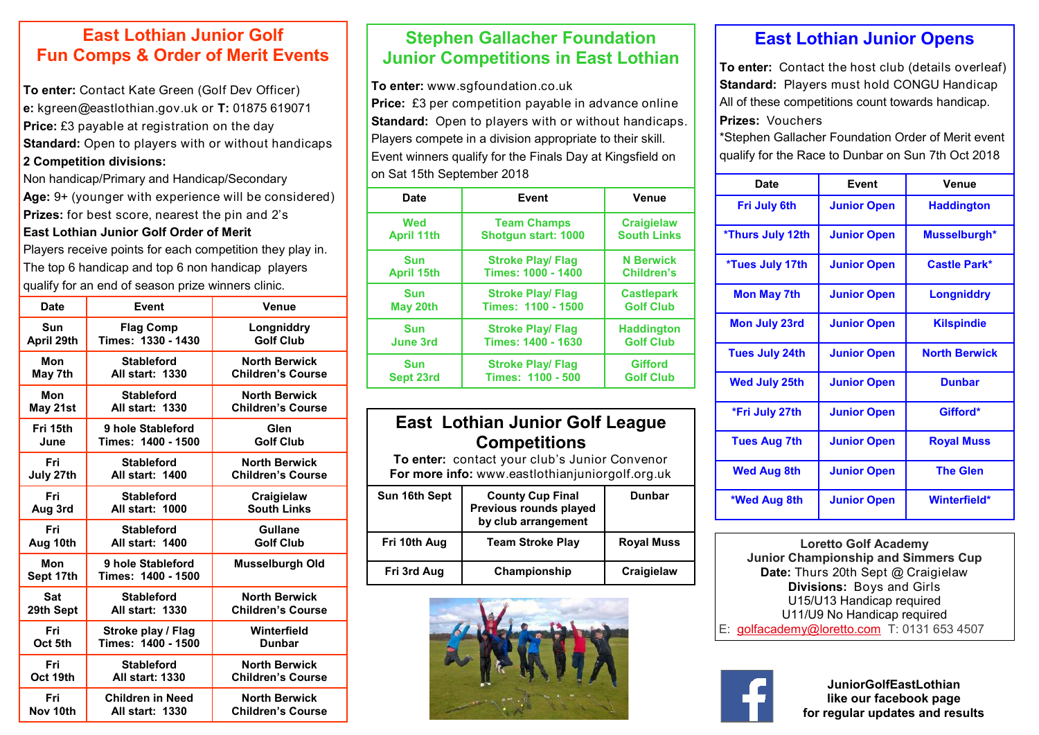## East Lothian Junior Golf Fun Comps & Order of Merit Events

**To enter:** Contact Kate Green (Golf Dev Officer)
**e:** kgreen@eastlothian.gov.uk or **T:** 01875 619071
**Price:** £3 payable at registration on the day
**Standard:** Open to players with or without handicaps
**2 Competition divisions:**
Non handicap/Primary and Handicap/Secondary
**Age:** 9+ (younger with experience will be considered)
**Prizes:** for best score, nearest the pin and 2's
**East Lothian Junior Golf Order of Merit**
Players receive points for each competition they play in. The top 6 handicap and top 6 non handicap players qualify for an end of season prize winners clinic.

| Date | Event | Venue |
|---|---|---|
| Sun April 29th | Flag Comp Times: 1330 - 1430 | Longniddry Golf Club |
| Mon May 7th | Stableford All start: 1330 | North Berwick Children's Course |
| Mon May 21st | Stableford All start: 1330 | North Berwick Children's Course |
| Fri 15th June | 9 hole Stableford Times: 1400 - 1500 | Glen Golf Club |
| Fri July 27th | Stableford All start: 1400 | North Berwick Children's Course |
| Fri Aug 3rd | Stableford All start: 1000 | Craigielaw South Links |
| Fri Aug 10th | Stableford All start: 1400 | Gullane Golf Club |
| Mon Sept 17th | 9 hole Stableford Times: 1400 - 1500 | Musselburgh Old |
| Sat 29th Sept | Stableford All start: 1330 | North Berwick Children's Course |
| Fri Oct 5th | Stroke play / Flag Times: 1400 - 1500 | Winterfield Dunbar |
| Fri Oct 19th | Stableford All start: 1330 | North Berwick Children's Course |
| Fri Nov 10th | Children in Need All start: 1330 | North Berwick Children's Course |

## Stephen Gallacher Foundation Junior Competitions in East Lothian

**To enter:** www.sgfoundation.co.uk
**Price:** £3 per competition payable in advance online
**Standard:** Open to players with or without handicaps. Players compete in a division appropriate to their skill. Event winners qualify for the Finals Day at Kingsfield on on Sat 15th September 2018

| Date | Event | Venue |
|---|---|---|
| Wed April 11th | Team Champs Shotgun start: 1000 | Craigielaw South Links |
| Sun April 15th | Stroke Play/ Flag Times: 1000 - 1400 | N Berwick Children's |
| Sun May 20th | Stroke Play/ Flag Times: 1100 - 1500 | Castlepark Golf Club |
| Sun June 3rd | Stroke Play/ Flag Times: 1400 - 1630 | Haddington Golf Club |
| Sun Sept 23rd | Stroke Play/ Flag Times: 1100 - 500 | Gifford Golf Club |

## East Lothian Junior Golf League Competitions

**To enter:** contact your club's Junior Convenor
**For more info:** www.eastlothianjuniorgolf.org.uk

| | | |
|---|---|---|
| Sun 16th Sept | County Cup Final Previous rounds played by club arrangement | Dunbar |
| Fri 10th Aug | Team Stroke Play | Royal Muss |
| Fri 3rd Aug | Championship | Craigielaw |

## East Lothian Junior Opens

**To enter:** Contact the host club (details overleaf)
**Standard:** Players must hold CONGU Handicap
All of these competitions count towards handicap.
**Prizes:** Vouchers
*Stephen Gallacher Foundation Order of Merit event qualify for the Race to Dunbar on Sun 7th Oct 2018

| Date | Event | Venue |
|---|---|---|
| Fri July 6th | Junior Open | Haddington |
| *Thurs July 12th | Junior Open | Musselburgh* |
| *Tues July 17th | Junior Open | Castle Park* |
| Mon May 7th | Junior Open | Longniddry |
| Mon July 23rd | Junior Open | Kilspindie |
| Tues July 24th | Junior Open | North Berwick |
| Wed July 25th | Junior Open | Dunbar |
| *Fri July 27th | Junior Open | Gifford* |
| Tues Aug 7th | Junior Open | Royal Muss |
| Wed Aug 8th | Junior Open | The Glen |
| *Wed Aug 8th | Junior Open | Winterfield* |

**Loretto Golf Academy**
**Junior Championship and Simmers Cup**
**Date:** Thurs 20th Sept @ Craigielaw
**Divisions:** Boys and Girls
U15/U13 Handicap required
U11/U9 No Handicap required
E: golfacademy@loretto.com T: 0131 653 4507

**JuniorGolfEastLothian like our facebook page for regular updates and results**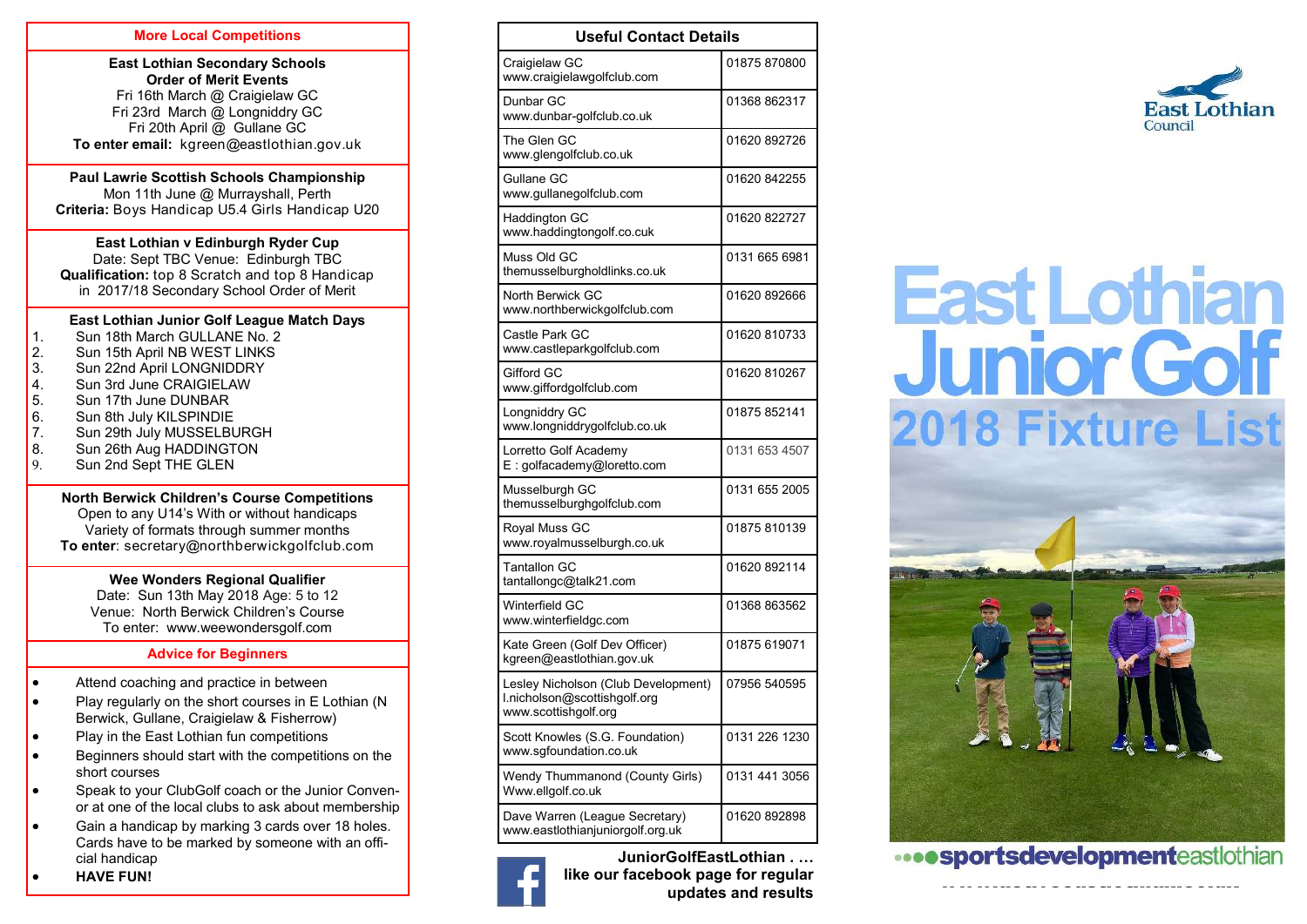## More Local Competitions

**East Lothian Secondary Schools Order of Merit Events**

Fri 16th March @ Craigielaw GC
Fri 23rd March @ Longniddry GC
Fri 20th April @ Gullane GC
**To enter email:** kgreen@eastlothian.gov.uk

**Paul Lawrie Scottish Schools Championship**

Mon 11th June @ Murrayshall, Perth
**Criteria:** Boys Handicap U5.4 Girls Handicap U20

**East Lothian v Edinburgh Ryder Cup**

Date: Sept TBC Venue: Edinburgh TBC
**Qualification:** top 8 Scratch and top 8 Handicap in 2017/18 Secondary School Order of Merit

**East Lothian Junior Golf League Match Days**

1. Sun 18th March GULLANE No. 2
2. Sun 15th April NB WEST LINKS
3. Sun 22nd April LONGNIDDRY
4. Sun 3rd June CRAIGIELAW
5. Sun 17th June DUNBAR
6. Sun 8th July KILSPINDIE
7. Sun 29th July MUSSELBURGH
8. Sun 26th Aug HADDINGTON
9. Sun 2nd Sept THE GLEN

**North Berwick Children's Course Competitions**

Open to any U14's With or without handicaps
Variety of formats through summer months
**To enter**: secretary@northberwickgolfclub.com

**Wee Wonders Regional Qualifier**

Date: Sun 13th May 2018 Age: 5 to 12
Venue: North Berwick Children's Course
To enter: www.weewondersgolf.com

## Advice for Beginners

- Attend coaching and practice in between
- Play regularly on the short courses in E Lothian (N Berwick, Gullane, Craigielaw & Fisherrow)
- Play in the East Lothian fun competitions
- Beginners should start with the competitions on the short courses
- Speak to your ClubGolf coach or the Junior Convenor at one of the local clubs to ask about membership
- Gain a handicap by marking 3 cards over 18 holes. Cards have to be marked by someone with an official handicap
- **HAVE FUN!**

## Useful Contact Details

| | |
|---|---|
| Craigielaw GC<br>www.craigielawgolfclub.com | 01875 870800 |
| Dunbar GC<br>www.dunbar-golfclub.co.uk | 01368 862317 |
| The Glen GC<br>www.glengolfclub.co.uk | 01620 892726 |
| Gullane GC<br>www.gullanegolfclub.com | 01620 842255 |
| Haddington GC<br>www.haddingtongolf.co.cuk | 01620 822727 |
| Muss Old GC<br>themusselburgholdlinks.co.uk | 0131 665 6981 |
| North Berwick GC<br>www.northberwickgolfclub.com | 01620 892666 |
| Castle Park GC<br>www.castleparkgolfclub.com | 01620 810733 |
| Gifford GC<br>www.giffordgolfclub.com | 01620 810267 |
| Longniddry GC<br>www.longniddrygolfclub.co.uk | 01875 852141 |
| Lorretto Golf Academy<br>E : golfacademy@loretto.com | 0131 653 4507 |
| Musselburgh GC<br>themusselburghgolfclub.com | 0131 655 2005 |
| Royal Muss GC<br>www.royalmusselburgh.co.uk | 01875 810139 |
| Tantallon GC<br>tantallongc@talk21.com | 01620 892114 |
| Winterfield GC<br>www.winterfieldgc.com | 01368 863562 |
| Kate Green (Golf Dev Officer)<br>kgreen@eastlothian.gov.uk | 01875 619071 |
| Lesley Nicholson (Club Development)<br>l.nicholson@scottishgolf.org<br>www.scottishgolf.org | 07956 540595 |
| Scott Knowles (S.G. Foundation)<br>www.sgfoundation.co.uk | 0131 226 1230 |
| Wendy Thummanond (County Girls)<br>Www.ellgolf.co.uk | 0131 441 3056 |
| Dave Warren (League Secretary)<br>www.eastlothianjuniorgolf.org.uk | 01620 892898 |

**JuniorGolfEastLothian . . . like our facebook page for regular updates and results**

East Lothian Council

# East Lothian Junior Golf

## 2018 Fixture List

sportsdevelopmenteastlothian